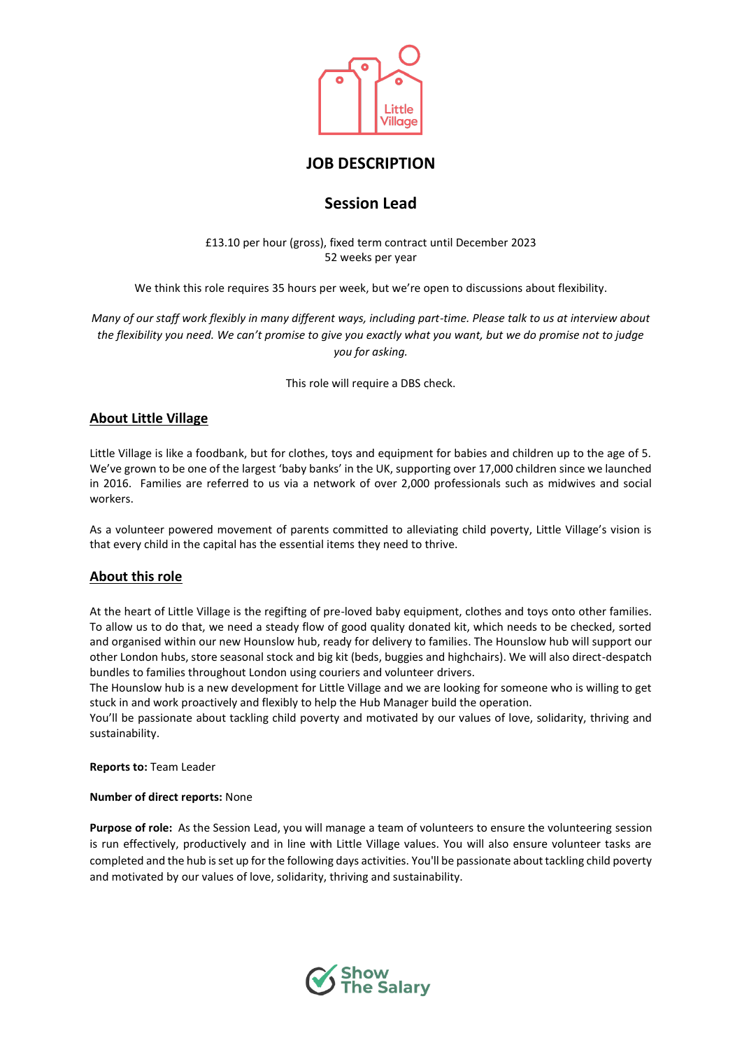# JOB DESCRIPTION

## Session Lead

£13.10 per hour (gross), fixed term contract until December 2023
52 weeks per year

We think this role requires 35 hours per week, but we're open to discussions about flexibility.

*Many of our staff work flexibly in many different ways, including part-time. Please talk to us at interview about the flexibility you need. We can't promise to give you exactly what you want, but we do promise not to judge you for asking.*

This role will require a DBS check.

## About Little Village

Little Village is like a foodbank, but for clothes, toys and equipment for babies and children up to the age of 5. We've grown to be one of the largest 'baby banks' in the UK, supporting over 17,000 children since we launched in 2016. Families are referred to us via a network of over 2,000 professionals such as midwives and social workers.

As a volunteer powered movement of parents committed to alleviating child poverty, Little Village's vision is that every child in the capital has the essential items they need to thrive.

## About this role

At the heart of Little Village is the regifting of pre-loved baby equipment, clothes and toys onto other families. To allow us to do that, we need a steady flow of good quality donated kit, which needs to be checked, sorted and organised within our new Hounslow hub, ready for delivery to families. The Hounslow hub will support our other London hubs, store seasonal stock and big kit (beds, buggies and highchairs). We will also direct-despatch bundles to families throughout London using couriers and volunteer drivers.
The Hounslow hub is a new development for Little Village and we are looking for someone who is willing to get stuck in and work proactively and flexibly to help the Hub Manager build the operation.
You'll be passionate about tackling child poverty and motivated by our values of love, solidarity, thriving and sustainability.

**Reports to:** Team Leader

**Number of direct reports:** None

**Purpose of role:** As the Session Lead, you will manage a team of volunteers to ensure the volunteering session is run effectively, productively and in line with Little Village values. You will also ensure volunteer tasks are completed and the hub is set up for the following days activities. You'll be passionate about tackling child poverty and motivated by our values of love, solidarity, thriving and sustainability.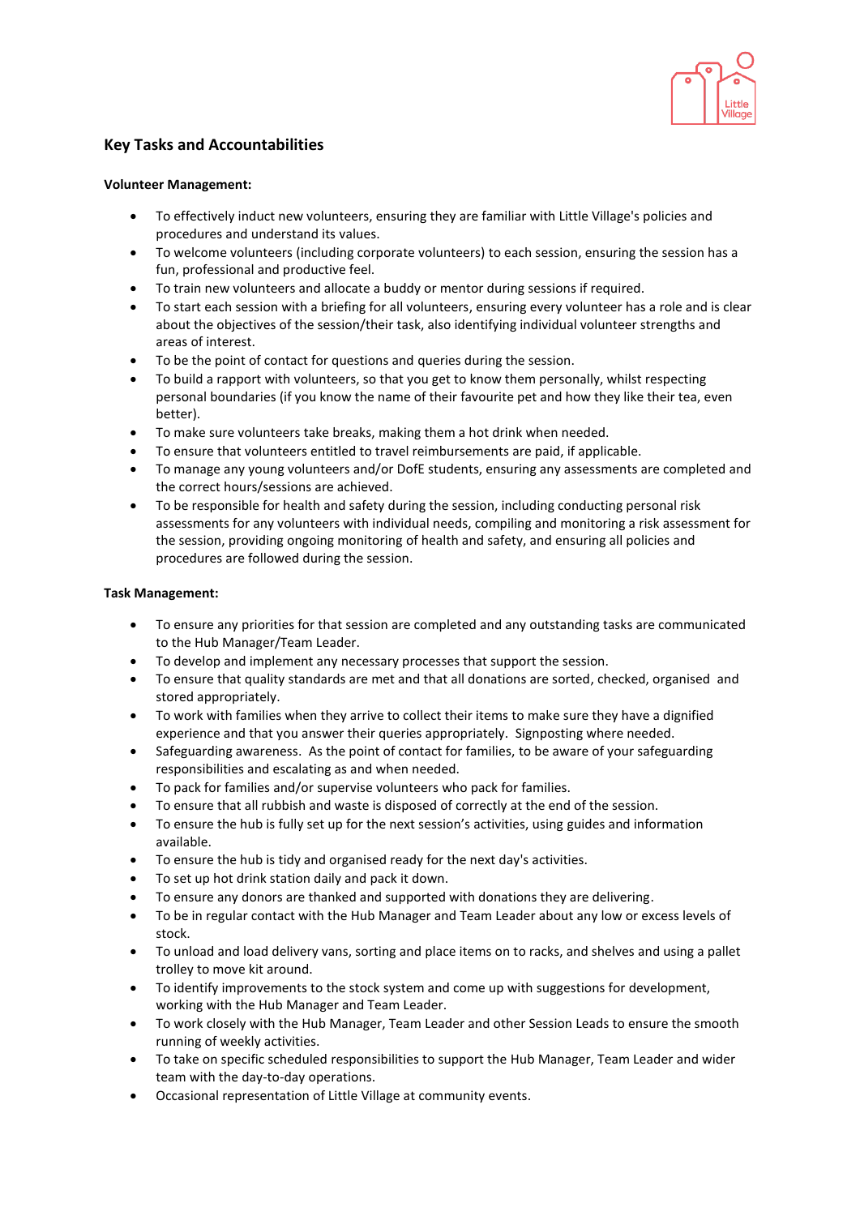## Key Tasks and Accountabilities

**Volunteer Management:**

- To effectively induct new volunteers, ensuring they are familiar with Little Village's policies and procedures and understand its values.
- To welcome volunteers (including corporate volunteers) to each session, ensuring the session has a fun, professional and productive feel.
- To train new volunteers and allocate a buddy or mentor during sessions if required.
- To start each session with a briefing for all volunteers, ensuring every volunteer has a role and is clear about the objectives of the session/their task, also identifying individual volunteer strengths and areas of interest.
- To be the point of contact for questions and queries during the session.
- To build a rapport with volunteers, so that you get to know them personally, whilst respecting personal boundaries (if you know the name of their favourite pet and how they like their tea, even better).
- To make sure volunteers take breaks, making them a hot drink when needed.
- To ensure that volunteers entitled to travel reimbursements are paid, if applicable.
- To manage any young volunteers and/or DofE students, ensuring any assessments are completed and the correct hours/sessions are achieved.
- To be responsible for health and safety during the session, including conducting personal risk assessments for any volunteers with individual needs, compiling and monitoring a risk assessment for the session, providing ongoing monitoring of health and safety, and ensuring all policies and procedures are followed during the session.

**Task Management:**

- To ensure any priorities for that session are completed and any outstanding tasks are communicated to the Hub Manager/Team Leader.
- To develop and implement any necessary processes that support the session.
- To ensure that quality standards are met and that all donations are sorted, checked, organised and stored appropriately.
- To work with families when they arrive to collect their items to make sure they have a dignified experience and that you answer their queries appropriately. Signposting where needed.
- Safeguarding awareness. As the point of contact for families, to be aware of your safeguarding responsibilities and escalating as and when needed.
- To pack for families and/or supervise volunteers who pack for families.
- To ensure that all rubbish and waste is disposed of correctly at the end of the session.
- To ensure the hub is fully set up for the next session's activities, using guides and information available.
- To ensure the hub is tidy and organised ready for the next day's activities.
- To set up hot drink station daily and pack it down.
- To ensure any donors are thanked and supported with donations they are delivering.
- To be in regular contact with the Hub Manager and Team Leader about any low or excess levels of stock.
- To unload and load delivery vans, sorting and place items on to racks, and shelves and using a pallet trolley to move kit around.
- To identify improvements to the stock system and come up with suggestions for development, working with the Hub Manager and Team Leader.
- To work closely with the Hub Manager, Team Leader and other Session Leads to ensure the smooth running of weekly activities.
- To take on specific scheduled responsibilities to support the Hub Manager, Team Leader and wider team with the day-to-day operations.
- Occasional representation of Little Village at community events.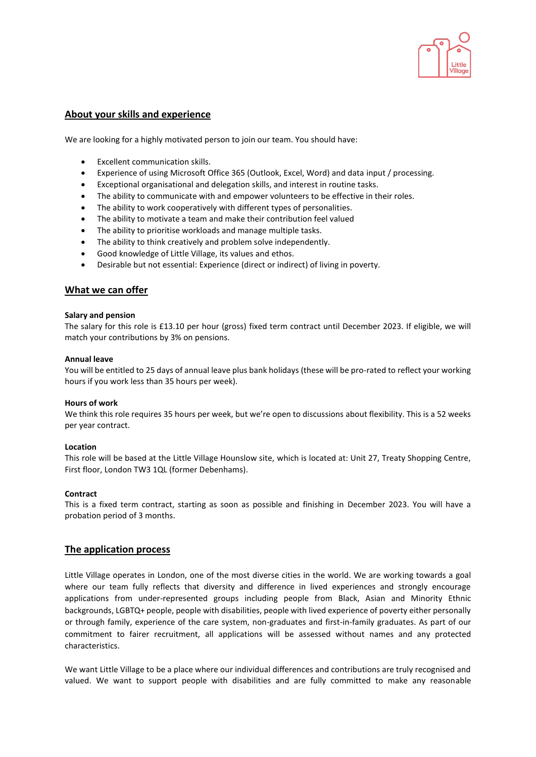## About your skills and experience

We are looking for a highly motivated person to join our team. You should have:

- Excellent communication skills.
- Experience of using Microsoft Office 365 (Outlook, Excel, Word) and data input / processing.
- Exceptional organisational and delegation skills, and interest in routine tasks.
- The ability to communicate with and empower volunteers to be effective in their roles.
- The ability to work cooperatively with different types of personalities.
- The ability to motivate a team and make their contribution feel valued
- The ability to prioritise workloads and manage multiple tasks.
- The ability to think creatively and problem solve independently.
- Good knowledge of Little Village, its values and ethos.
- Desirable but not essential: Experience (direct or indirect) of living in poverty.

## What we can offer

**Salary and pension**
The salary for this role is £13.10 per hour (gross) fixed term contract until December 2023. If eligible, we will match your contributions by 3% on pensions.

**Annual leave**
You will be entitled to 25 days of annual leave plus bank holidays (these will be pro-rated to reflect your working hours if you work less than 35 hours per week).

**Hours of work**
We think this role requires 35 hours per week, but we're open to discussions about flexibility. This is a 52 weeks per year contract.

**Location**
This role will be based at the Little Village Hounslow site, which is located at: Unit 27, Treaty Shopping Centre, First floor, London TW3 1QL (former Debenhams).

**Contract**
This is a fixed term contract, starting as soon as possible and finishing in December 2023. You will have a probation period of 3 months.

## The application process

Little Village operates in London, one of the most diverse cities in the world. We are working towards a goal where our team fully reflects that diversity and difference in lived experiences and strongly encourage applications from under-represented groups including people from Black, Asian and Minority Ethnic backgrounds, LGBTQ+ people, people with disabilities, people with lived experience of poverty either personally or through family, experience of the care system, non-graduates and first-in-family graduates. As part of our commitment to fairer recruitment, all applications will be assessed without names and any protected characteristics.

We want Little Village to be a place where our individual differences and contributions are truly recognised and valued. We want to support people with disabilities and are fully committed to make any reasonable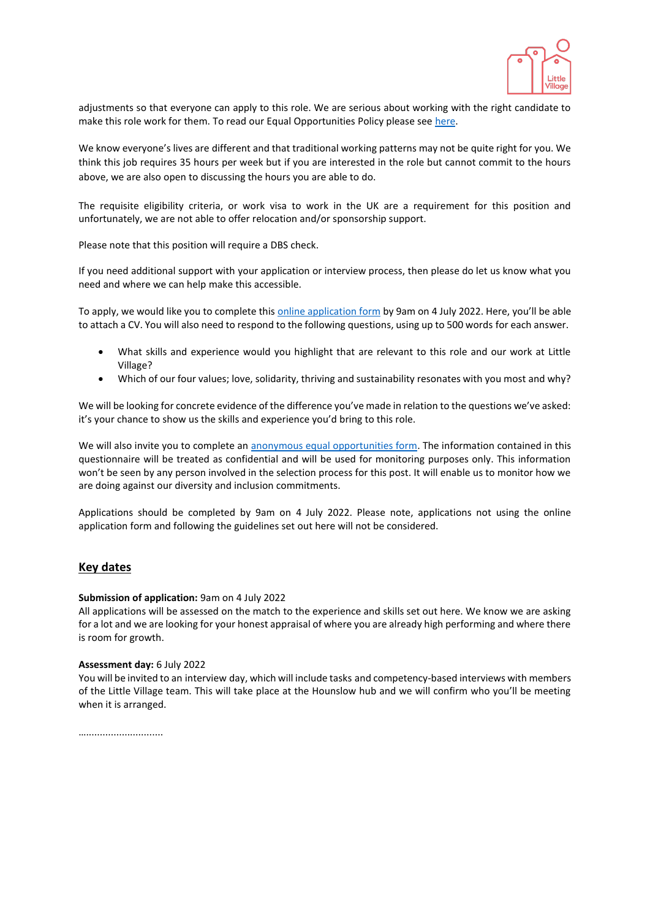adjustments so that everyone can apply to this role. We are serious about working with the right candidate to make this role work for them. To read our Equal Opportunities Policy please see here.

We know everyone's lives are different and that traditional working patterns may not be quite right for you. We think this job requires 35 hours per week but if you are interested in the role but cannot commit to the hours above, we are also open to discussing the hours you are able to do.

The requisite eligibility criteria, or work visa to work in the UK are a requirement for this position and unfortunately, we are not able to offer relocation and/or sponsorship support.

Please note that this position will require a DBS check.

If you need additional support with your application or interview process, then please do let us know what you need and where we can help make this accessible.

To apply, we would like you to complete this online application form by 9am on 4 July 2022. Here, you'll be able to attach a CV. You will also need to respond to the following questions, using up to 500 words for each answer.

- What skills and experience would you highlight that are relevant to this role and our work at Little Village?
- Which of our four values; love, solidarity, thriving and sustainability resonates with you most and why?

We will be looking for concrete evidence of the difference you've made in relation to the questions we've asked: it's your chance to show us the skills and experience you'd bring to this role.

We will also invite you to complete an anonymous equal opportunities form. The information contained in this questionnaire will be treated as confidential and will be used for monitoring purposes only. This information won't be seen by any person involved in the selection process for this post. It will enable us to monitor how we are doing against our diversity and inclusion commitments.

Applications should be completed by 9am on 4 July 2022. Please note, applications not using the online application form and following the guidelines set out here will not be considered.

## Key dates

**Submission of application:** 9am on 4 July 2022
All applications will be assessed on the match to the experience and skills set out here. We know we are asking for a lot and we are looking for your honest appraisal of where you are already high performing and where there is room for growth.

**Assessment day:** 6 July 2022
You will be invited to an interview day, which will include tasks and competency-based interviews with members of the Little Village team. This will take place at the Hounslow hub and we will confirm who you'll be meeting when it is arranged.

..............................